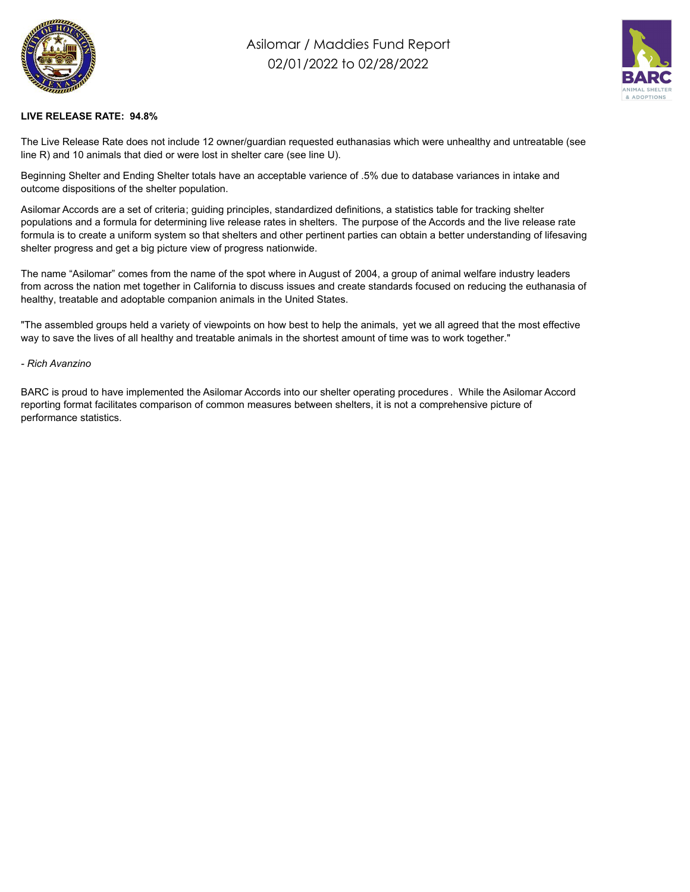# Asilomar / Maddies Fund Report
## 02/01/2022 to 02/28/2022

**LIVE RELEASE RATE: 94.8%**

The Live Release Rate does not include 12 owner/guardian requested euthanasias which were unhealthy and untreatable (see line R) and 10 animals that died or were lost in shelter care (see line U).

Beginning Shelter and Ending Shelter totals have an acceptable varience of .5% due to database variances in intake and outcome dispositions of the shelter population.

Asilomar Accords are a set of criteria; guiding principles, standardized definitions, a statistics table for tracking shelter populations and a formula for determining live release rates in shelters. The purpose of the Accords and the live release rate formula is to create a uniform system so that shelters and other pertinent parties can obtain a better understanding of lifesaving shelter progress and get a big picture view of progress nationwide.

The name "Asilomar" comes from the name of the spot where in August of 2004, a group of animal welfare industry leaders from across the nation met together in California to discuss issues and create standards focused on reducing the euthanasia of healthy, treatable and adoptable companion animals in the United States.

"The assembled groups held a variety of viewpoints on how best to help the animals, yet we all agreed that the most effective way to save the lives of all healthy and treatable animals in the shortest amount of time was to work together."

*- Rich Avanzino*

BARC is proud to have implemented the Asilomar Accords into our shelter operating procedures. While the Asilomar Accord reporting format facilitates comparison of common measures between shelters, it is not a comprehensive picture of performance statistics.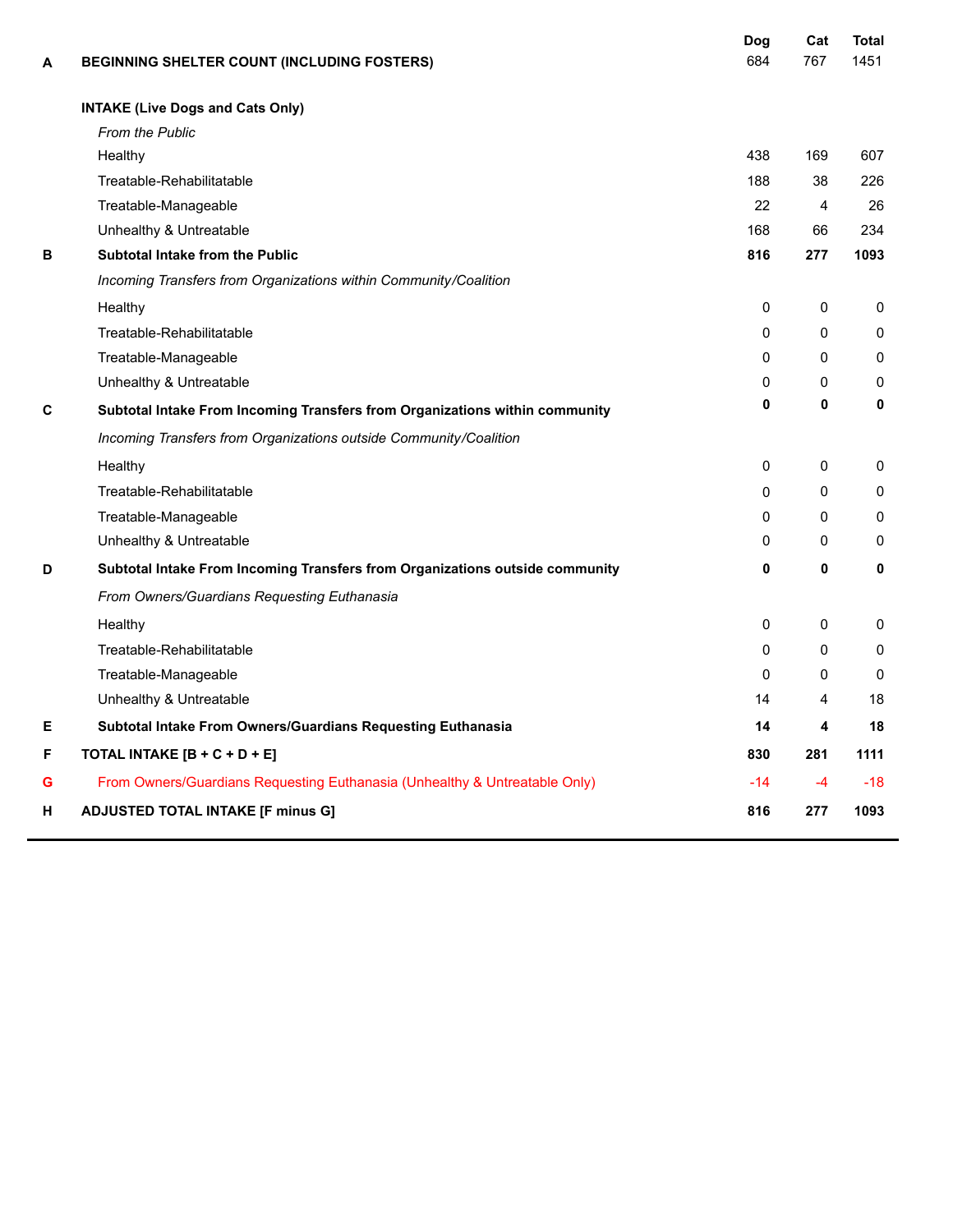| | | Dog | Cat | Total |
|---|---|---|---|---|
| **A** | **BEGINNING SHELTER COUNT (INCLUDING FOSTERS)** | 684 | 767 | 1451 |
| | **INTAKE (Live Dogs and Cats Only)** | | | |
| | *From the Public* | | | |
| | Healthy | 438 | 169 | 607 |
| | Treatable-Rehabilitatable | 188 | 38 | 226 |
| | Treatable-Manageable | 22 | 4 | 26 |
| | Unhealthy & Untreatable | 168 | 66 | 234 |
| **B** | **Subtotal Intake from the Public** | **816** | **277** | **1093** |
| | *Incoming Transfers from Organizations within Community/Coalition* | | | |
| | Healthy | 0 | 0 | 0 |
| | Treatable-Rehabilitatable | 0 | 0 | 0 |
| | Treatable-Manageable | 0 | 0 | 0 |
| | Unhealthy & Untreatable | 0 | 0 | 0 |
| **C** | **Subtotal Intake From Incoming Transfers from Organizations within community** | **0** | **0** | **0** |
| | *Incoming Transfers from Organizations outside Community/Coalition* | | | |
| | Healthy | 0 | 0 | 0 |
| | Treatable-Rehabilitatable | 0 | 0 | 0 |
| | Treatable-Manageable | 0 | 0 | 0 |
| | Unhealthy & Untreatable | 0 | 0 | 0 |
| **D** | **Subtotal Intake From Incoming Transfers from Organizations outside community** | **0** | **0** | **0** |
| | *From Owners/Guardians Requesting Euthanasia* | | | |
| | Healthy | 0 | 0 | 0 |
| | Treatable-Rehabilitatable | 0 | 0 | 0 |
| | Treatable-Manageable | 0 | 0 | 0 |
| | Unhealthy & Untreatable | 14 | 4 | 18 |
| **E** | **Subtotal Intake From Owners/Guardians Requesting Euthanasia** | **14** | **4** | **18** |
| **F** | **TOTAL INTAKE [B + C + D + E]** | **830** | **281** | **1111** |
| G | From Owners/Guardians Requesting Euthanasia (Unhealthy & Untreatable Only) | -14 | -4 | -18 |
| **H** | **ADJUSTED TOTAL INTAKE [F minus G]** | **816** | **277** | **1093** |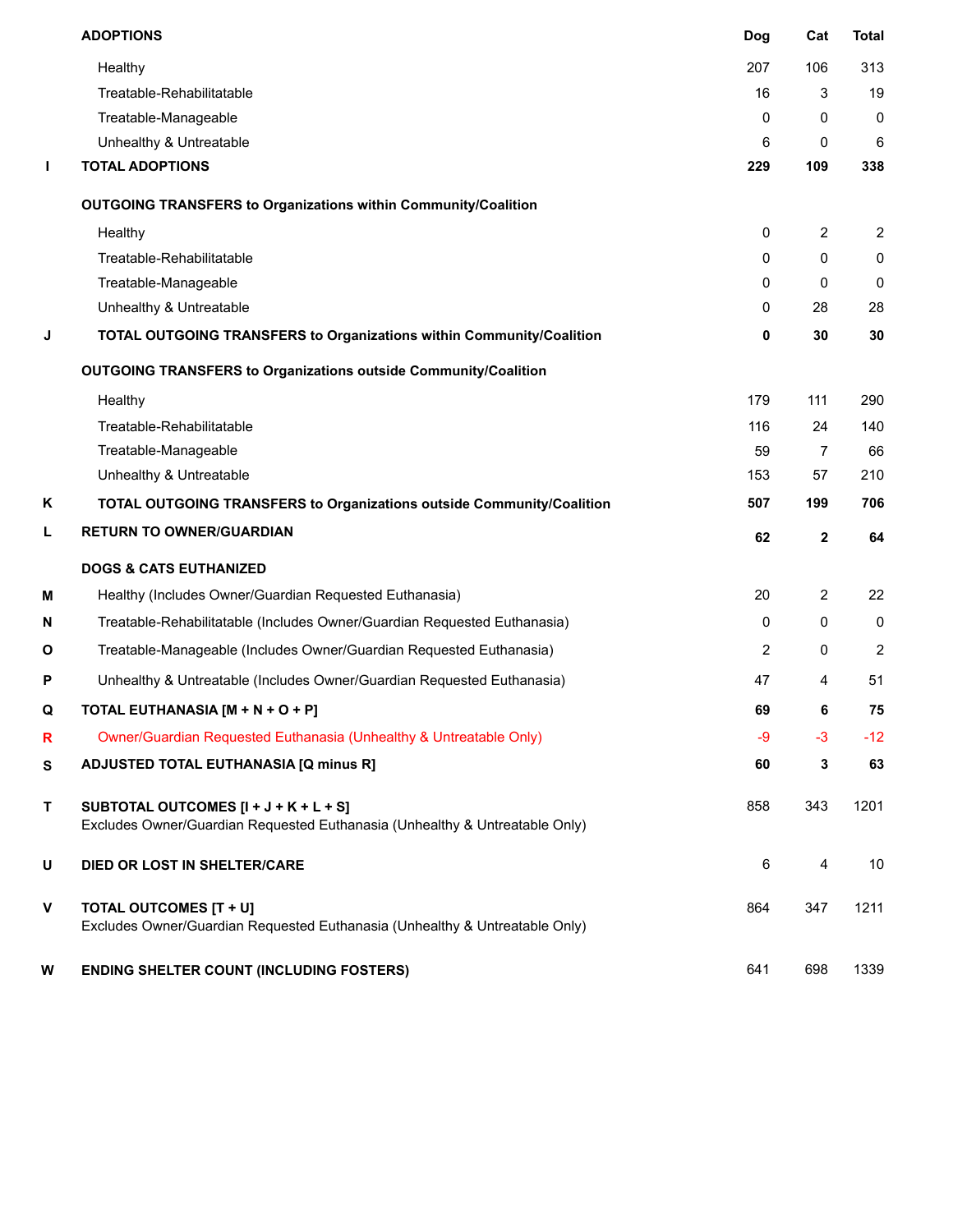| | | Dog | Cat | Total |
|---|---|---|---|---|
| | **ADOPTIONS** | **Dog** | **Cat** | **Total** |
| | Healthy | 207 | 106 | 313 |
| | Treatable-Rehabilitatable | 16 | 3 | 19 |
| | Treatable-Manageable | 0 | 0 | 0 |
| | Unhealthy & Untreatable | 6 | 0 | 6 |
| **I** | **TOTAL ADOPTIONS** | **229** | **109** | **338** |
| | **OUTGOING TRANSFERS to Organizations within Community/Coalition** | | | |
| | Healthy | 0 | 2 | 2 |
| | Treatable-Rehabilitatable | 0 | 0 | 0 |
| | Treatable-Manageable | 0 | 0 | 0 |
| | Unhealthy & Untreatable | 0 | 28 | 28 |
| **J** | **TOTAL OUTGOING TRANSFERS to Organizations within Community/Coalition** | **0** | **30** | **30** |
| | **OUTGOING TRANSFERS to Organizations outside Community/Coalition** | | | |
| | Healthy | 179 | 111 | 290 |
| | Treatable-Rehabilitatable | 116 | 24 | 140 |
| | Treatable-Manageable | 59 | 7 | 66 |
| | Unhealthy & Untreatable | 153 | 57 | 210 |
| **K** | **TOTAL OUTGOING TRANSFERS to Organizations outside Community/Coalition** | **507** | **199** | **706** |
| **L** | **RETURN TO OWNER/GUARDIAN** | **62** | **2** | **64** |
| | **DOGS & CATS EUTHANIZED** | | | |
| **M** | Healthy (Includes Owner/Guardian Requested Euthanasia) | 20 | 2 | 22 |
| **N** | Treatable-Rehabilitatable (Includes Owner/Guardian Requested Euthanasia) | 0 | 0 | 0 |
| **O** | Treatable-Manageable (Includes Owner/Guardian Requested Euthanasia) | 2 | 0 | 2 |
| **P** | Unhealthy & Untreatable (Includes Owner/Guardian Requested Euthanasia) | 47 | 4 | 51 |
| **Q** | **TOTAL EUTHANASIA [M + N + O + P]** | **69** | **6** | **75** |
| **R** | Owner/Guardian Requested Euthanasia (Unhealthy & Untreatable Only) | -9 | -3 | -12 |
| **S** | **ADJUSTED TOTAL EUTHANASIA [Q minus R]** | **60** | **3** | **63** |
| **T** | **SUBTOTAL OUTCOMES [I + J + K + L + S]** Excludes Owner/Guardian Requested Euthanasia (Unhealthy & Untreatable Only) | 858 | 343 | 1201 |
| **U** | **DIED OR LOST IN SHELTER/CARE** | 6 | 4 | 10 |
| **V** | **TOTAL OUTCOMES [T + U]** Excludes Owner/Guardian Requested Euthanasia (Unhealthy & Untreatable Only) | 864 | 347 | 1211 |
| **W** | **ENDING SHELTER COUNT (INCLUDING FOSTERS)** | 641 | 698 | 1339 |